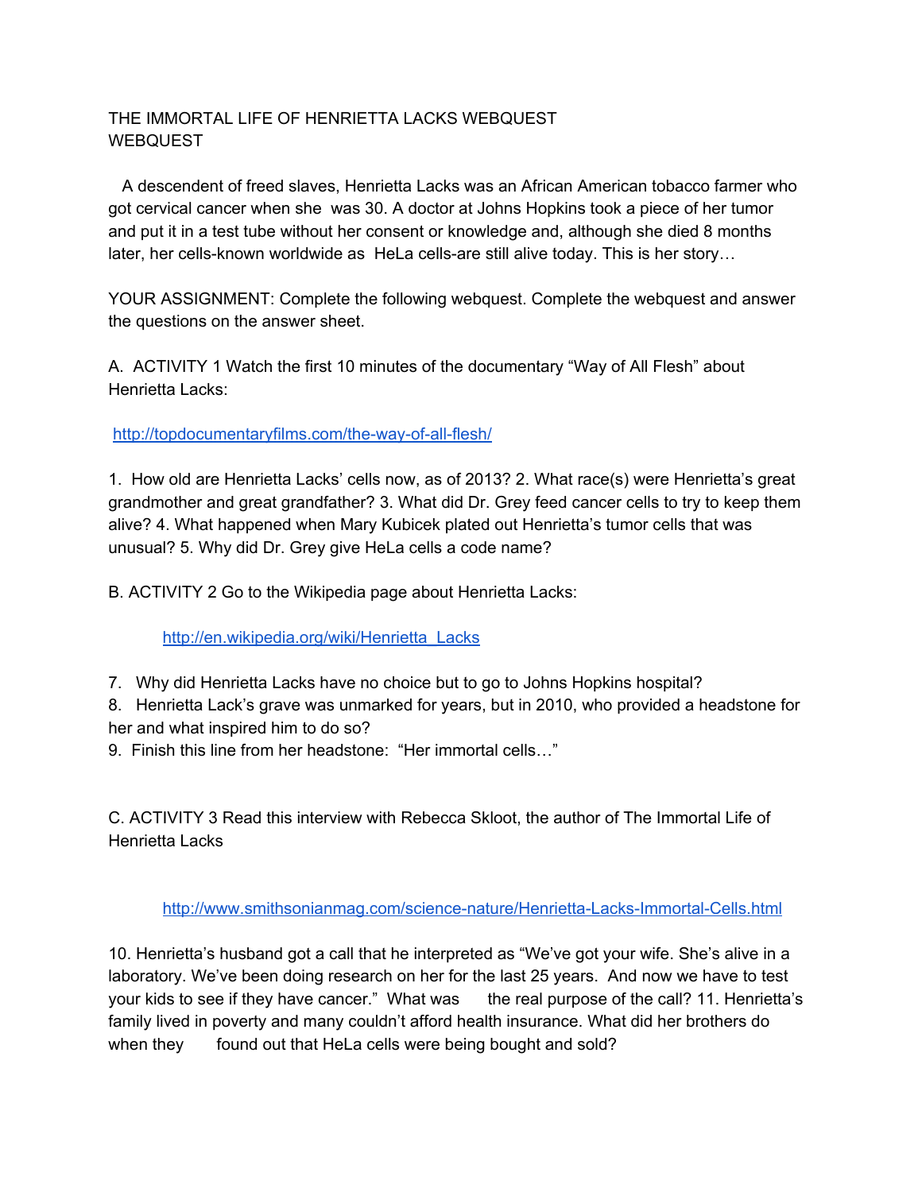# THE IMMORTAL LIFE OF HENRIETTA LACKS WEBQUEST WEBQUEST

A descendent of freed slaves, Henrietta Lacks was an African American tobacco farmer who got cervical cancer when she was 30. A doctor at Johns Hopkins took a piece of her tumor and put it in a test tube without her consent or knowledge and, although she died 8 months later, her cells-known worldwide as HeLa cells-are still alive today. This is her story…

YOUR ASSIGNMENT: Complete the following webquest. Complete the webquest and answer the questions on the answer sheet.

A. ACTIVITY 1 Watch the first 10 minutes of the documentary "Way of All Flesh" about Henrietta Lacks:

[http://topdocumentaryfilms.com/the-way-of-all-flesh/](http://topdocumentaryfilms.com/the-way-of-all-flesh/)

1. How old are Henrietta Lacks' cells now, as of 2013? 2. What race(s) were Henrietta's great grandmother and great grandfather? 3. What did Dr. Grey feed cancer cells to try to keep them alive? 4. What happened when Mary Kubicek plated out Henrietta's tumor cells that was unusual? 5. Why did Dr. Grey give HeLa cells a code name?

B. ACTIVITY 2 Go to the Wikipedia page about Henrietta Lacks:

[http://en.wikipedia.org/wiki/Henrietta_Lacks](http://en.wikipedia.org/wiki/Henrietta_Lacks)

7. Why did Henrietta Lacks have no choice but to go to Johns Hopkins hospital?
8. Henrietta Lack's grave was unmarked for years, but in 2010, who provided a headstone for her and what inspired him to do so?
9. Finish this line from her headstone: "Her immortal cells…"

C. ACTIVITY 3 Read this interview with Rebecca Skloot, the author of The Immortal Life of Henrietta Lacks

[http://www.smithsonianmag.com/science-nature/Henrietta-Lacks-Immortal-Cells.html](http://www.smithsonianmag.com/science-nature/Henrietta-Lacks-Immortal-Cells.html)

10. Henrietta's husband got a call that he interpreted as "We've got your wife. She's alive in a laboratory. We've been doing research on her for the last 25 years. And now we have to test your kids to see if they have cancer." What was the real purpose of the call? 11. Henrietta's family lived in poverty and many couldn't afford health insurance. What did her brothers do when they found out that HeLa cells were being bought and sold?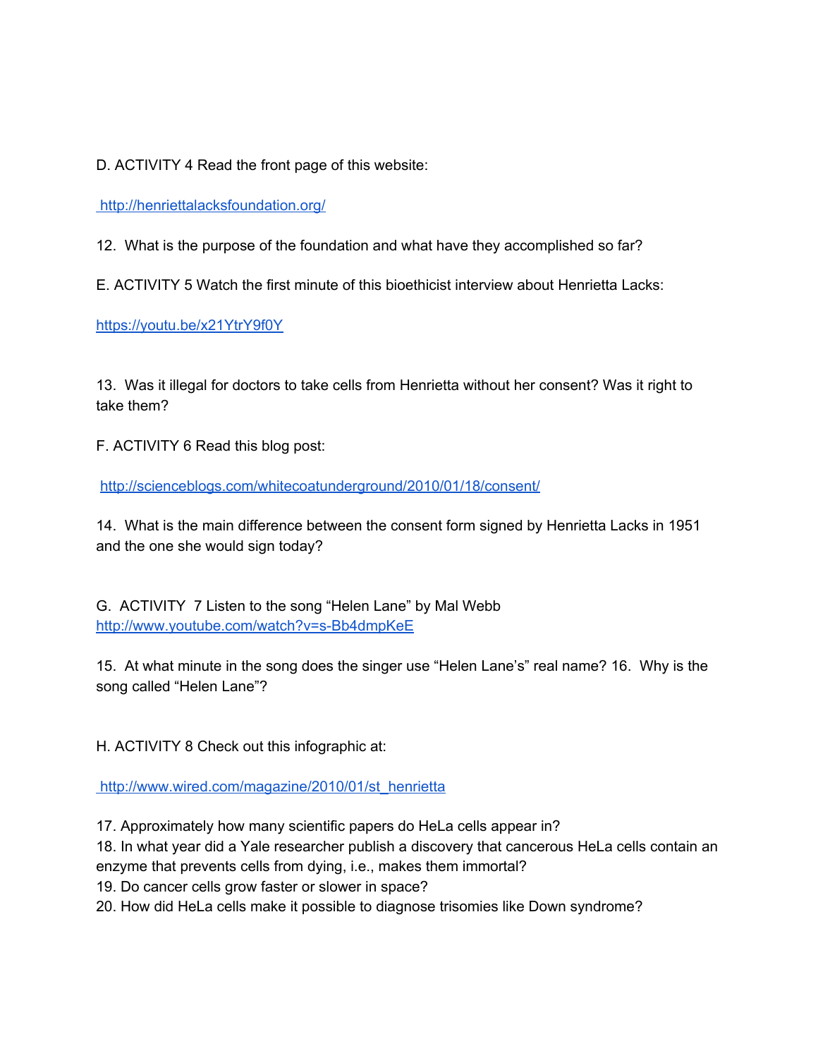D. ACTIVITY 4 Read the front page of this website:

http://henriettalacksfoundation.org/

12. What is the purpose of the foundation and what have they accomplished so far?

E. ACTIVITY 5 Watch the first minute of this bioethicist interview about Henrietta Lacks:

https://youtu.be/x21YtrY9f0Y

13. Was it illegal for doctors to take cells from Henrietta without her consent? Was it right to take them?

F. ACTIVITY 6 Read this blog post:

http://scienceblogs.com/whitecoatunderground/2010/01/18/consent/

14. What is the main difference between the consent form signed by Henrietta Lacks in 1951 and the one she would sign today?

G. ACTIVITY 7 Listen to the song "Helen Lane" by Mal Webb
http://www.youtube.com/watch?v=s-Bb4dmpKeE

15. At what minute in the song does the singer use "Helen Lane's" real name? 16. Why is the song called "Helen Lane"?

H. ACTIVITY 8 Check out this infographic at:

http://www.wired.com/magazine/2010/01/st_henrietta

17. Approximately how many scientific papers do HeLa cells appear in?
18. In what year did a Yale researcher publish a discovery that cancerous HeLa cells contain an enzyme that prevents cells from dying, i.e., makes them immortal?
19. Do cancer cells grow faster or slower in space?
20. How did HeLa cells make it possible to diagnose trisomies like Down syndrome?